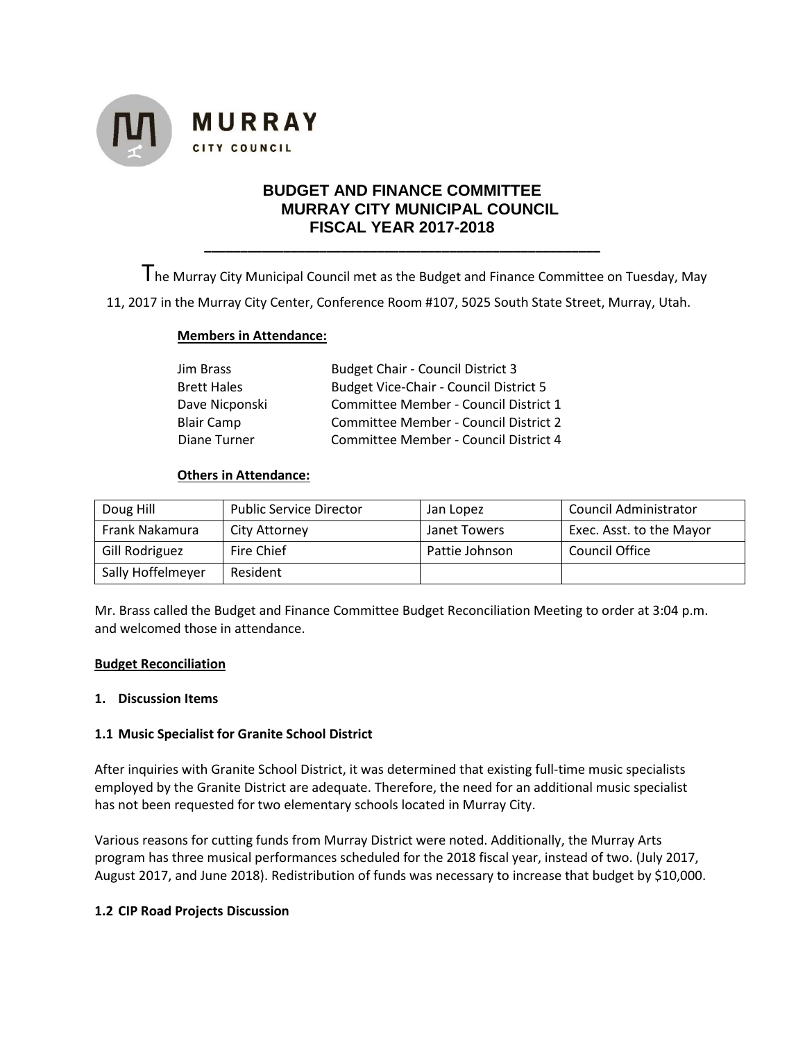**MURRAY**
CITY COUNCIL

# BUDGET AND FINANCE COMMITTEE
## MURRAY CITY MUNICIPAL COUNCIL
## FISCAL YEAR 2017-2018

---

The Murray City Municipal Council met as the Budget and Finance Committee on Tuesday, May 11, 2017 in the Murray City Center, Conference Room #107, 5025 South State Street, Murray, Utah.

**Members in Attendance:**

| | |
|---|---|
| Jim Brass | Budget Chair - Council District 3 |
| Brett Hales | Budget Vice-Chair - Council District 5 |
| Dave Nicponski | Committee Member - Council District 1 |
| Blair Camp | Committee Member - Council District 2 |
| Diane Turner | Committee Member - Council District 4 |

**Others in Attendance:**

| | | | |
|---|---|---|---|
| Doug Hill | Public Service Director | Jan Lopez | Council Administrator |
| Frank Nakamura | City Attorney | Janet Towers | Exec. Asst. to the Mayor |
| Gill Rodriguez | Fire Chief | Pattie Johnson | Council Office |
| Sally Hoffelmeyer | Resident | | |

Mr. Brass called the Budget and Finance Committee Budget Reconciliation Meeting to order at 3:04 p.m. and welcomed those in attendance.

**Budget Reconciliation**

**1. Discussion Items**

**1.1 Music Specialist for Granite School District**

After inquiries with Granite School District, it was determined that existing full-time music specialists employed by the Granite District are adequate. Therefore, the need for an additional music specialist has not been requested for two elementary schools located in Murray City.

Various reasons for cutting funds from Murray District were noted. Additionally, the Murray Arts program has three musical performances scheduled for the 2018 fiscal year, instead of two. (July 2017, August 2017, and June 2018). Redistribution of funds was necessary to increase that budget by $10,000.

**1.2 CIP Road Projects Discussion**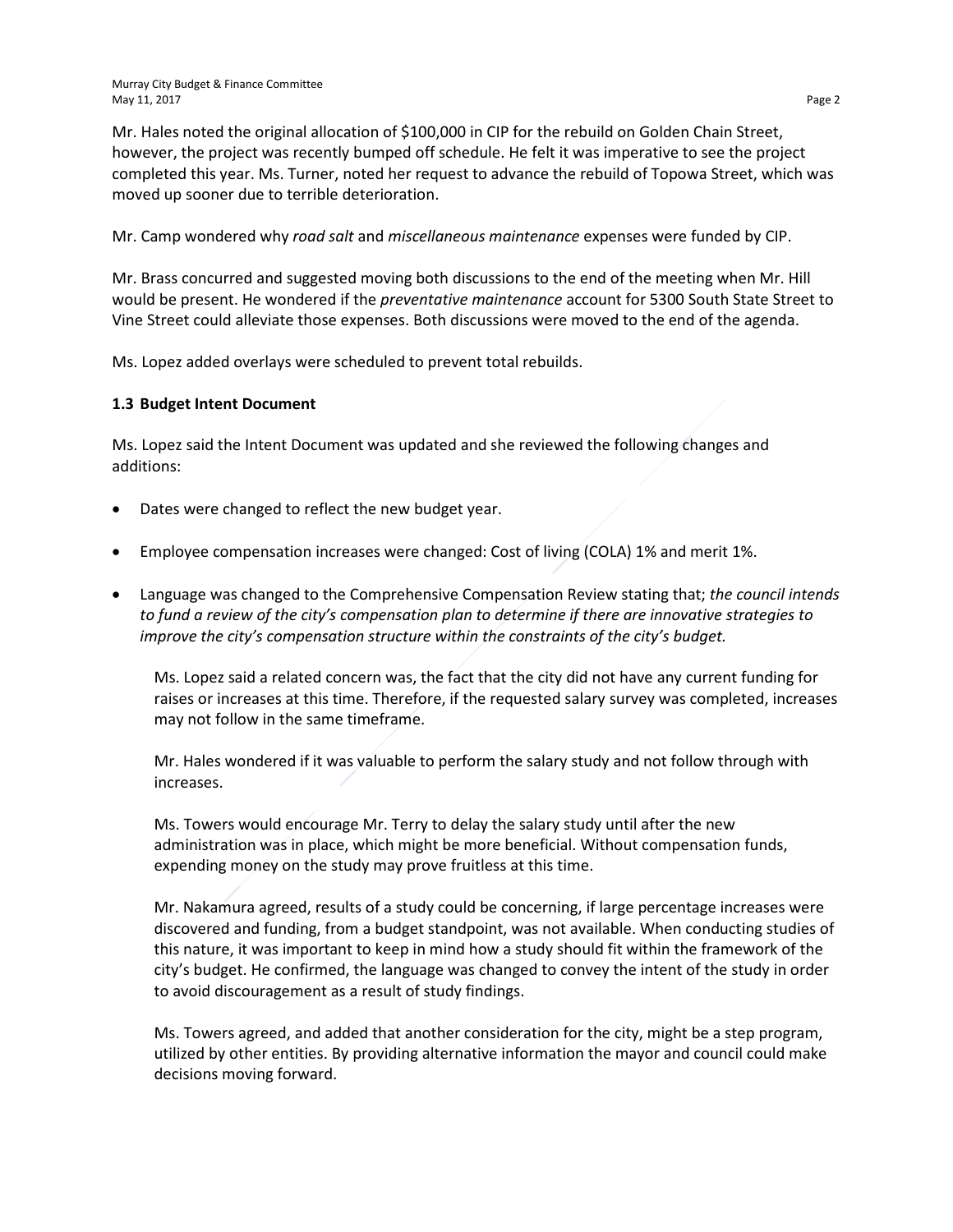Mr. Hales noted the original allocation of $100,000 in CIP for the rebuild on Golden Chain Street, however, the project was recently bumped off schedule. He felt it was imperative to see the project completed this year. Ms. Turner, noted her request to advance the rebuild of Topowa Street, which was moved up sooner due to terrible deterioration.

Mr. Camp wondered why *road salt* and *miscellaneous maintenance* expenses were funded by CIP.

Mr. Brass concurred and suggested moving both discussions to the end of the meeting when Mr. Hill would be present. He wondered if the *preventative maintenance* account for 5300 South State Street to Vine Street could alleviate those expenses. Both discussions were moved to the end of the agenda.

Ms. Lopez added overlays were scheduled to prevent total rebuilds.

### 1.3 Budget Intent Document

Ms. Lopez said the Intent Document was updated and she reviewed the following changes and additions:

- Dates were changed to reflect the new budget year.
- Employee compensation increases were changed: Cost of living (COLA) 1% and merit 1%.
- Language was changed to the Comprehensive Compensation Review stating that; *the council intends to fund a review of the city's compensation plan to determine if there are innovative strategies to improve the city's compensation structure within the constraints of the city's budget.*

  Ms. Lopez said a related concern was, the fact that the city did not have any current funding for raises or increases at this time. Therefore, if the requested salary survey was completed, increases may not follow in the same timeframe.

  Mr. Hales wondered if it was valuable to perform the salary study and not follow through with increases.

  Ms. Towers would encourage Mr. Terry to delay the salary study until after the new administration was in place, which might be more beneficial. Without compensation funds, expending money on the study may prove fruitless at this time.

  Mr. Nakamura agreed, results of a study could be concerning, if large percentage increases were discovered and funding, from a budget standpoint, was not available. When conducting studies of this nature, it was important to keep in mind how a study should fit within the framework of the city's budget. He confirmed, the language was changed to convey the intent of the study in order to avoid discouragement as a result of study findings.

  Ms. Towers agreed, and added that another consideration for the city, might be a step program, utilized by other entities. By providing alternative information the mayor and council could make decisions moving forward.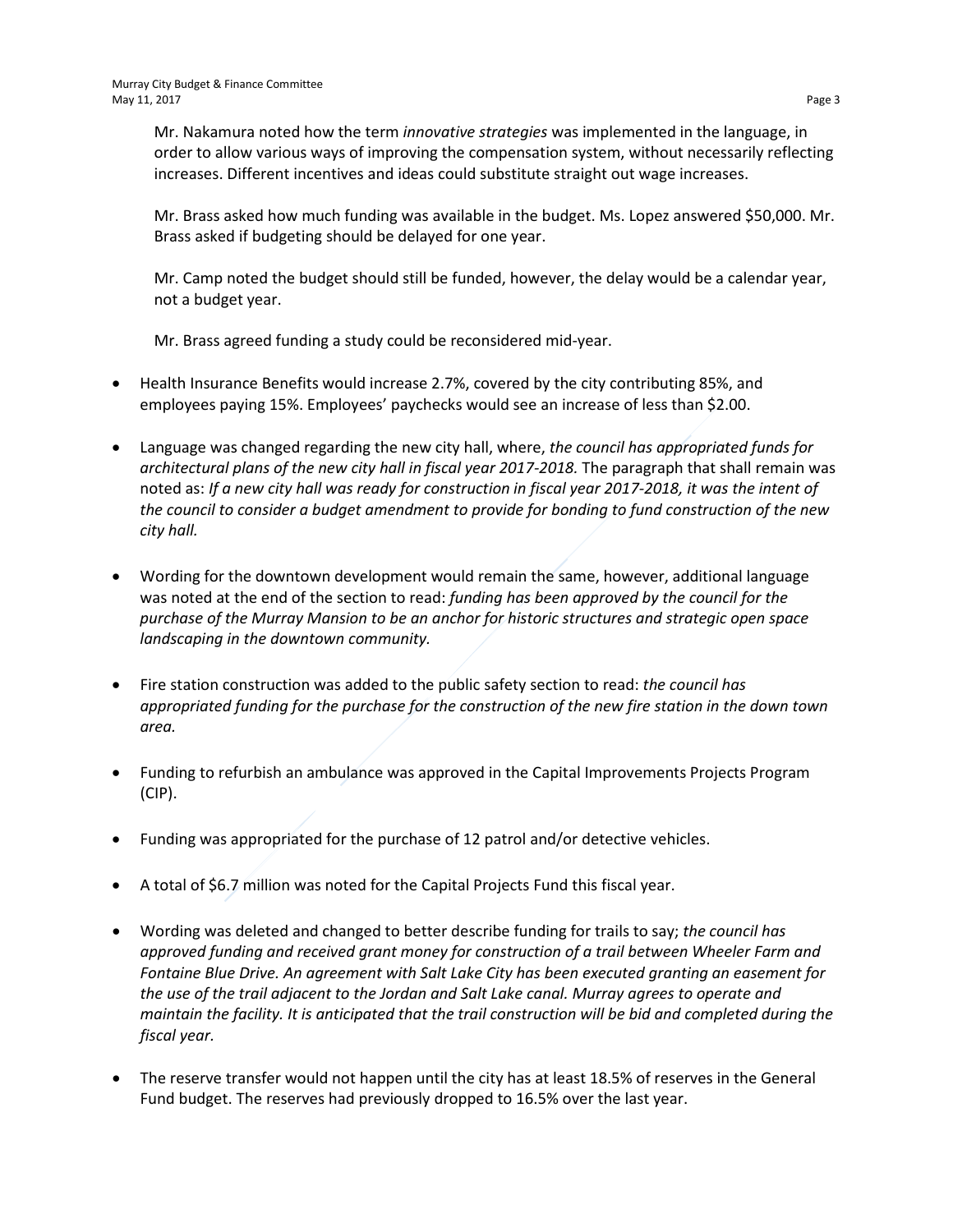Mr. Nakamura noted how the term *innovative strategies* was implemented in the language, in order to allow various ways of improving the compensation system, without necessarily reflecting increases. Different incentives and ideas could substitute straight out wage increases.

Mr. Brass asked how much funding was available in the budget. Ms. Lopez answered $50,000. Mr. Brass asked if budgeting should be delayed for one year.

Mr. Camp noted the budget should still be funded, however, the delay would be a calendar year, not a budget year.

Mr. Brass agreed funding a study could be reconsidered mid-year.

- Health Insurance Benefits would increase 2.7%, covered by the city contributing 85%, and employees paying 15%. Employees' paychecks would see an increase of less than $2.00.

- Language was changed regarding the new city hall, where, *the council has appropriated funds for architectural plans of the new city hall in fiscal year 2017-2018.* The paragraph that shall remain was noted as: *If a new city hall was ready for construction in fiscal year 2017-2018, it was the intent of the council to consider a budget amendment to provide for bonding to fund construction of the new city hall.*

- Wording for the downtown development would remain the same, however, additional language was noted at the end of the section to read: *funding has been approved by the council for the purchase of the Murray Mansion to be an anchor for historic structures and strategic open space landscaping in the downtown community.*

- Fire station construction was added to the public safety section to read: *the council has appropriated funding for the purchase for the construction of the new fire station in the down town area.*

- Funding to refurbish an ambulance was approved in the Capital Improvements Projects Program (CIP).

- Funding was appropriated for the purchase of 12 patrol and/or detective vehicles.

- A total of $6.7 million was noted for the Capital Projects Fund this fiscal year.

- Wording was deleted and changed to better describe funding for trails to say; *the council has approved funding and received grant money for construction of a trail between Wheeler Farm and Fontaine Blue Drive. An agreement with Salt Lake City has been executed granting an easement for the use of the trail adjacent to the Jordan and Salt Lake canal. Murray agrees to operate and maintain the facility. It is anticipated that the trail construction will be bid and completed during the fiscal year.*

- The reserve transfer would not happen until the city has at least 18.5% of reserves in the General Fund budget. The reserves had previously dropped to 16.5% over the last year.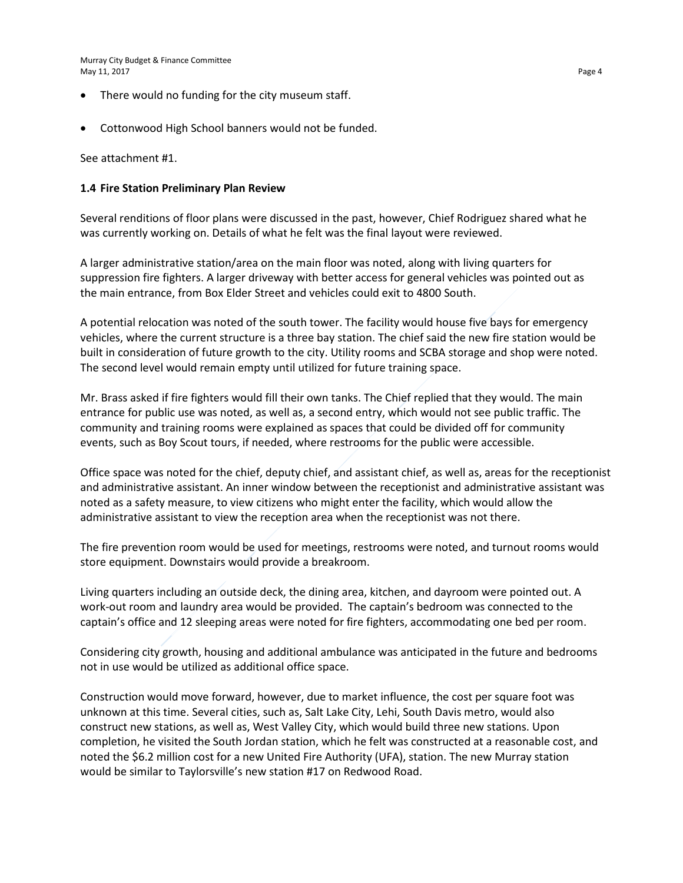- There would no funding for the city museum staff.
- Cottonwood High School banners would not be funded.

See attachment #1.

### 1.4 Fire Station Preliminary Plan Review

Several renditions of floor plans were discussed in the past, however, Chief Rodriguez shared what he was currently working on. Details of what he felt was the final layout were reviewed.

A larger administrative station/area on the main floor was noted, along with living quarters for suppression fire fighters. A larger driveway with better access for general vehicles was pointed out as the main entrance, from Box Elder Street and vehicles could exit to 4800 South.

A potential relocation was noted of the south tower. The facility would house five bays for emergency vehicles, where the current structure is a three bay station. The chief said the new fire station would be built in consideration of future growth to the city. Utility rooms and SCBA storage and shop were noted. The second level would remain empty until utilized for future training space.

Mr. Brass asked if fire fighters would fill their own tanks. The Chief replied that they would. The main entrance for public use was noted, as well as, a second entry, which would not see public traffic. The community and training rooms were explained as spaces that could be divided off for community events, such as Boy Scout tours, if needed, where restrooms for the public were accessible.

Office space was noted for the chief, deputy chief, and assistant chief, as well as, areas for the receptionist and administrative assistant. An inner window between the receptionist and administrative assistant was noted as a safety measure, to view citizens who might enter the facility, which would allow the administrative assistant to view the reception area when the receptionist was not there.

The fire prevention room would be used for meetings, restrooms were noted, and turnout rooms would store equipment. Downstairs would provide a breakroom.

Living quarters including an outside deck, the dining area, kitchen, and dayroom were pointed out. A work-out room and laundry area would be provided. The captain's bedroom was connected to the captain's office and 12 sleeping areas were noted for fire fighters, accommodating one bed per room.

Considering city growth, housing and additional ambulance was anticipated in the future and bedrooms not in use would be utilized as additional office space.

Construction would move forward, however, due to market influence, the cost per square foot was unknown at this time. Several cities, such as, Salt Lake City, Lehi, South Davis metro, would also construct new stations, as well as, West Valley City, which would build three new stations. Upon completion, he visited the South Jordan station, which he felt was constructed at a reasonable cost, and noted the $6.2 million cost for a new United Fire Authority (UFA), station. The new Murray station would be similar to Taylorsville's new station #17 on Redwood Road.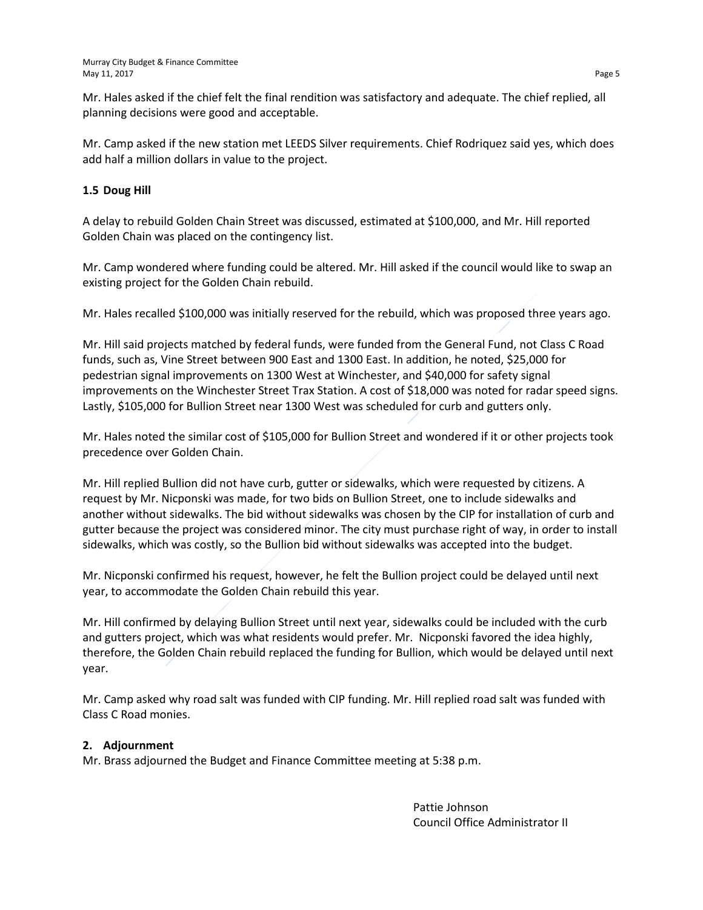Mr. Hales asked if the chief felt the final rendition was satisfactory and adequate. The chief replied, all planning decisions were good and acceptable.

Mr. Camp asked if the new station met LEEDS Silver requirements. Chief Rodriquez said yes, which does add half a million dollars in value to the project.

### 1.5 Doug Hill

A delay to rebuild Golden Chain Street was discussed, estimated at $100,000, and Mr. Hill reported Golden Chain was placed on the contingency list.

Mr. Camp wondered where funding could be altered. Mr. Hill asked if the council would like to swap an existing project for the Golden Chain rebuild.

Mr. Hales recalled $100,000 was initially reserved for the rebuild, which was proposed three years ago.

Mr. Hill said projects matched by federal funds, were funded from the General Fund, not Class C Road funds, such as, Vine Street between 900 East and 1300 East. In addition, he noted, $25,000 for pedestrian signal improvements on 1300 West at Winchester, and $40,000 for safety signal improvements on the Winchester Street Trax Station. A cost of $18,000 was noted for radar speed signs. Lastly, $105,000 for Bullion Street near 1300 West was scheduled for curb and gutters only.

Mr. Hales noted the similar cost of $105,000 for Bullion Street and wondered if it or other projects took precedence over Golden Chain.

Mr. Hill replied Bullion did not have curb, gutter or sidewalks, which were requested by citizens. A request by Mr. Nicponski was made, for two bids on Bullion Street, one to include sidewalks and another without sidewalks. The bid without sidewalks was chosen by the CIP for installation of curb and gutter because the project was considered minor. The city must purchase right of way, in order to install sidewalks, which was costly, so the Bullion bid without sidewalks was accepted into the budget.

Mr. Nicponski confirmed his request, however, he felt the Bullion project could be delayed until next year, to accommodate the Golden Chain rebuild this year.

Mr. Hill confirmed by delaying Bullion Street until next year, sidewalks could be included with the curb and gutters project, which was what residents would prefer. Mr. Nicponski favored the idea highly, therefore, the Golden Chain rebuild replaced the funding for Bullion, which would be delayed until next year.

Mr. Camp asked why road salt was funded with CIP funding. Mr. Hill replied road salt was funded with Class C Road monies.

## 2. Adjournment

Mr. Brass adjourned the Budget and Finance Committee meeting at 5:38 p.m.

Pattie Johnson
Council Office Administrator II